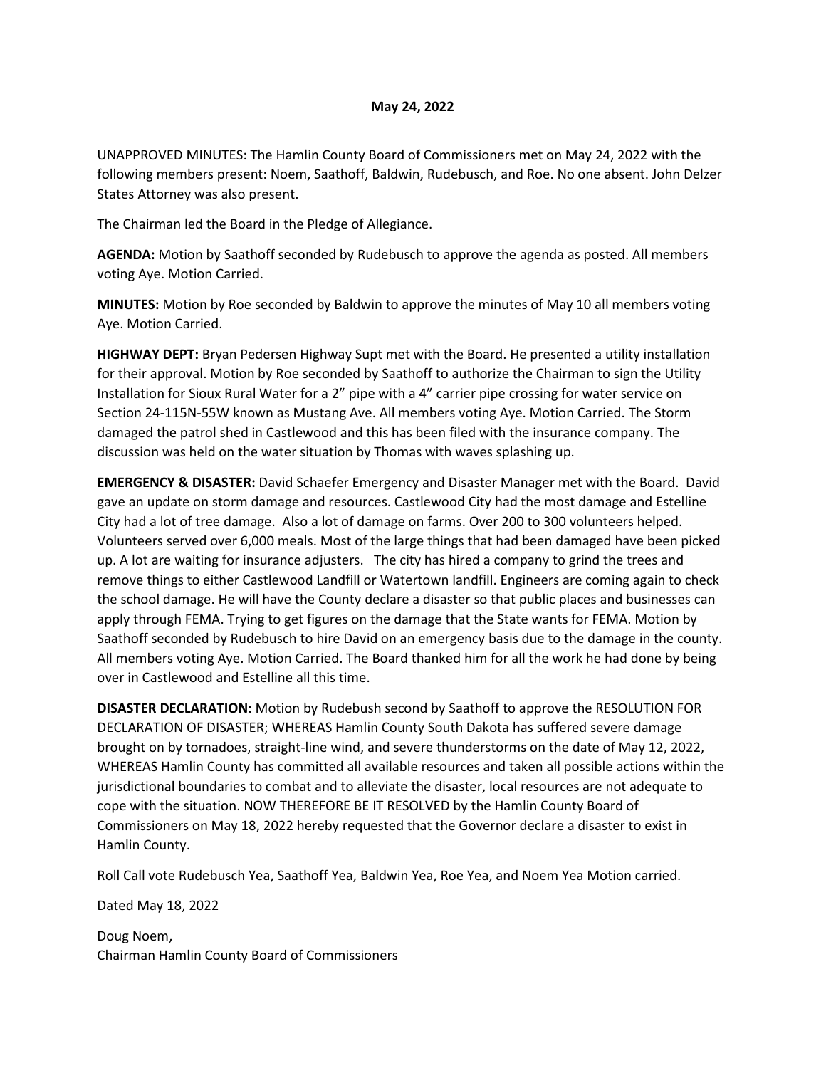**May 24, 2022**

UNAPPROVED MINUTES: The Hamlin County Board of Commissioners met on May 24, 2022 with the following members present: Noem, Saathoff, Baldwin, Rudebusch, and Roe. No one absent. John Delzer States Attorney was also present.

The Chairman led the Board in the Pledge of Allegiance.

**AGENDA:** Motion by Saathoff seconded by Rudebusch to approve the agenda as posted. All members voting Aye. Motion Carried.

**MINUTES:** Motion by Roe seconded by Baldwin to approve the minutes of May 10 all members voting Aye. Motion Carried.

**HIGHWAY DEPT:** Bryan Pedersen Highway Supt met with the Board. He presented a utility installation for their approval. Motion by Roe seconded by Saathoff to authorize the Chairman to sign the Utility Installation for Sioux Rural Water for a 2" pipe with a 4" carrier pipe crossing for water service on Section 24-115N-55W known as Mustang Ave. All members voting Aye. Motion Carried. The Storm damaged the patrol shed in Castlewood and this has been filed with the insurance company. The discussion was held on the water situation by Thomas with waves splashing up.

**EMERGENCY & DISASTER:** David Schaefer Emergency and Disaster Manager met with the Board. David gave an update on storm damage and resources. Castlewood City had the most damage and Estelline City had a lot of tree damage. Also a lot of damage on farms. Over 200 to 300 volunteers helped. Volunteers served over 6,000 meals. Most of the large things that had been damaged have been picked up. A lot are waiting for insurance adjusters. The city has hired a company to grind the trees and remove things to either Castlewood Landfill or Watertown landfill. Engineers are coming again to check the school damage. He will have the County declare a disaster so that public places and businesses can apply through FEMA. Trying to get figures on the damage that the State wants for FEMA. Motion by Saathoff seconded by Rudebusch to hire David on an emergency basis due to the damage in the county. All members voting Aye. Motion Carried. The Board thanked him for all the work he had done by being over in Castlewood and Estelline all this time.

**DISASTER DECLARATION:** Motion by Rudebush second by Saathoff to approve the RESOLUTION FOR DECLARATION OF DISASTER; WHEREAS Hamlin County South Dakota has suffered severe damage brought on by tornadoes, straight-line wind, and severe thunderstorms on the date of May 12, 2022, WHEREAS Hamlin County has committed all available resources and taken all possible actions within the jurisdictional boundaries to combat and to alleviate the disaster, local resources are not adequate to cope with the situation. NOW THEREFORE BE IT RESOLVED by the Hamlin County Board of Commissioners on May 18, 2022 hereby requested that the Governor declare a disaster to exist in Hamlin County.

Roll Call vote Rudebusch Yea, Saathoff Yea, Baldwin Yea, Roe Yea, and Noem Yea Motion carried.

Dated May 18, 2022

Doug Noem,
Chairman Hamlin County Board of Commissioners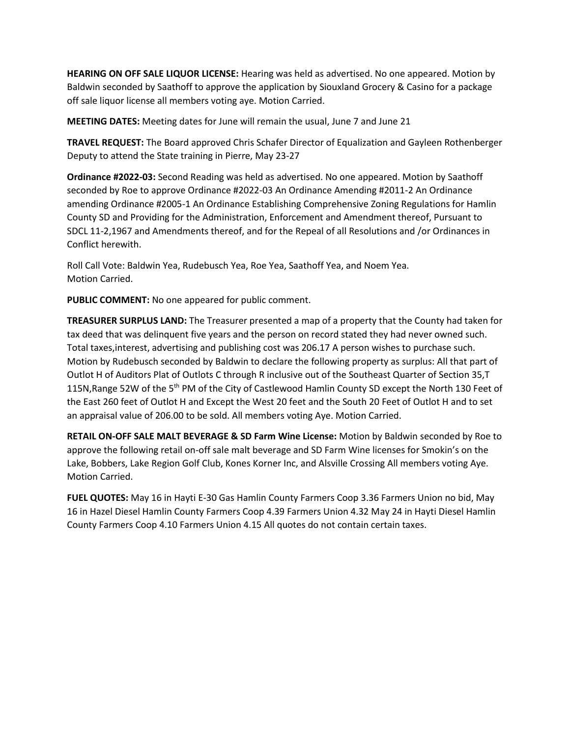**HEARING ON OFF SALE LIQUOR LICENSE:** Hearing was held as advertised. No one appeared. Motion by Baldwin seconded by Saathoff to approve the application by Siouxland Grocery & Casino for a package off sale liquor license all members voting aye. Motion Carried.

**MEETING DATES:** Meeting dates for June will remain the usual, June 7 and June 21

**TRAVEL REQUEST:** The Board approved Chris Schafer Director of Equalization and Gayleen Rothenberger Deputy to attend the State training in Pierre, May 23-27

**Ordinance #2022-03:** Second Reading was held as advertised. No one appeared. Motion by Saathoff seconded by Roe to approve Ordinance #2022-03 An Ordinance Amending #2011-2 An Ordinance amending Ordinance #2005-1 An Ordinance Establishing Comprehensive Zoning Regulations for Hamlin County SD and Providing for the Administration, Enforcement and Amendment thereof, Pursuant to SDCL 11-2,1967 and Amendments thereof, and for the Repeal of all Resolutions and /or Ordinances in Conflict herewith.

Roll Call Vote: Baldwin Yea, Rudebusch Yea, Roe Yea, Saathoff Yea, and Noem Yea.
Motion Carried.

**PUBLIC COMMENT:** No one appeared for public comment.

**TREASURER SURPLUS LAND:** The Treasurer presented a map of a property that the County had taken for tax deed that was delinquent five years and the person on record stated they had never owned such. Total taxes,interest, advertising and publishing cost was 206.17 A person wishes to purchase such. Motion by Rudebusch seconded by Baldwin to declare the following property as surplus: All that part of Outlot H of Auditors Plat of Outlots C through R inclusive out of the Southeast Quarter of Section 35,T 115N,Range 52W of the 5th PM of the City of Castlewood Hamlin County SD except the North 130 Feet of the East 260 feet of Outlot H and Except the West 20 feet and the South 20 Feet of Outlot H and to set an appraisal value of 206.00 to be sold. All members voting Aye. Motion Carried.

**RETAIL ON-OFF SALE MALT BEVERAGE & SD Farm Wine License:** Motion by Baldwin seconded by Roe to approve the following retail on-off sale malt beverage and SD Farm Wine licenses for Smokin's on the Lake, Bobbers, Lake Region Golf Club, Kones Korner Inc, and Alsville Crossing All members voting Aye. Motion Carried.

**FUEL QUOTES:** May 16 in Hayti E-30 Gas Hamlin County Farmers Coop 3.36 Farmers Union no bid, May 16 in Hazel Diesel Hamlin County Farmers Coop 4.39 Farmers Union 4.32 May 24 in Hayti Diesel Hamlin County Farmers Coop 4.10 Farmers Union 4.15 All quotes do not contain certain taxes.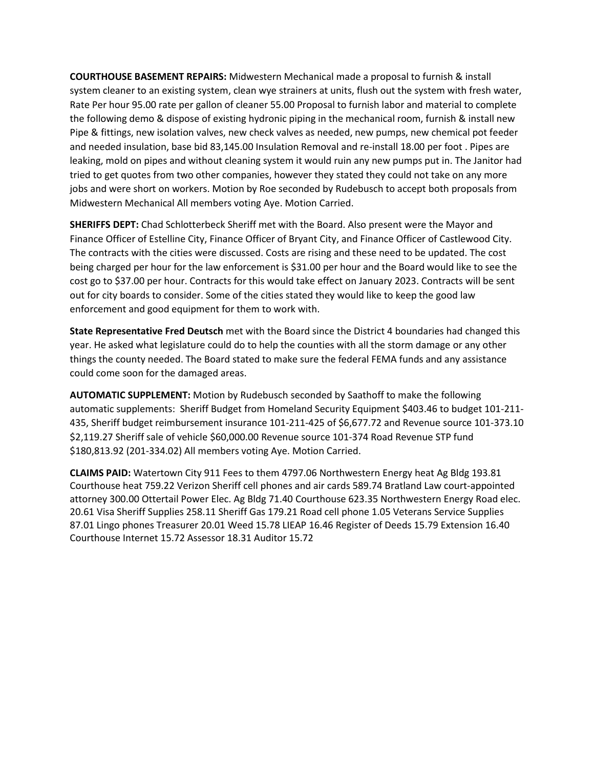**COURTHOUSE BASEMENT REPAIRS:** Midwestern Mechanical made a proposal to furnish & install system cleaner to an existing system, clean wye strainers at units, flush out the system with fresh water, Rate Per hour 95.00 rate per gallon of cleaner 55.00 Proposal to furnish labor and material to complete the following demo & dispose of existing hydronic piping in the mechanical room, furnish & install new Pipe & fittings, new isolation valves, new check valves as needed, new pumps, new chemical pot feeder and needed insulation, base bid 83,145.00 Insulation Removal and re-install 18.00 per foot . Pipes are leaking, mold on pipes and without cleaning system it would ruin any new pumps put in. The Janitor had tried to get quotes from two other companies, however they stated they could not take on any more jobs and were short on workers. Motion by Roe seconded by Rudebusch to accept both proposals from Midwestern Mechanical All members voting Aye. Motion Carried.

**SHERIFFS DEPT:** Chad Schlotterbeck Sheriff met with the Board. Also present were the Mayor and Finance Officer of Estelline City, Finance Officer of Bryant City, and Finance Officer of Castlewood City. The contracts with the cities were discussed. Costs are rising and these need to be updated. The cost being charged per hour for the law enforcement is $31.00 per hour and the Board would like to see the cost go to $37.00 per hour. Contracts for this would take effect on January 2023. Contracts will be sent out for city boards to consider. Some of the cities stated they would like to keep the good law enforcement and good equipment for them to work with.

**State Representative Fred Deutsch** met with the Board since the District 4 boundaries had changed this year. He asked what legislature could do to help the counties with all the storm damage or any other things the county needed. The Board stated to make sure the federal FEMA funds and any assistance could come soon for the damaged areas.

**AUTOMATIC SUPPLEMENT:** Motion by Rudebusch seconded by Saathoff to make the following automatic supplements: Sheriff Budget from Homeland Security Equipment $403.46 to budget 101-211-435, Sheriff budget reimbursement insurance 101-211-425 of $6,677.72 and Revenue source 101-373.10 $2,119.27 Sheriff sale of vehicle $60,000.00 Revenue source 101-374 Road Revenue STP fund $180,813.92 (201-334.02) All members voting Aye. Motion Carried.

**CLAIMS PAID:** Watertown City 911 Fees to them 4797.06 Northwestern Energy heat Ag Bldg 193.81 Courthouse heat 759.22 Verizon Sheriff cell phones and air cards 589.74 Bratland Law court-appointed attorney 300.00 Ottertail Power Elec. Ag Bldg 71.40 Courthouse 623.35 Northwestern Energy Road elec. 20.61 Visa Sheriff Supplies 258.11 Sheriff Gas 179.21 Road cell phone 1.05 Veterans Service Supplies 87.01 Lingo phones Treasurer 20.01 Weed 15.78 LIEAP 16.46 Register of Deeds 15.79 Extension 16.40 Courthouse Internet 15.72 Assessor 18.31 Auditor 15.72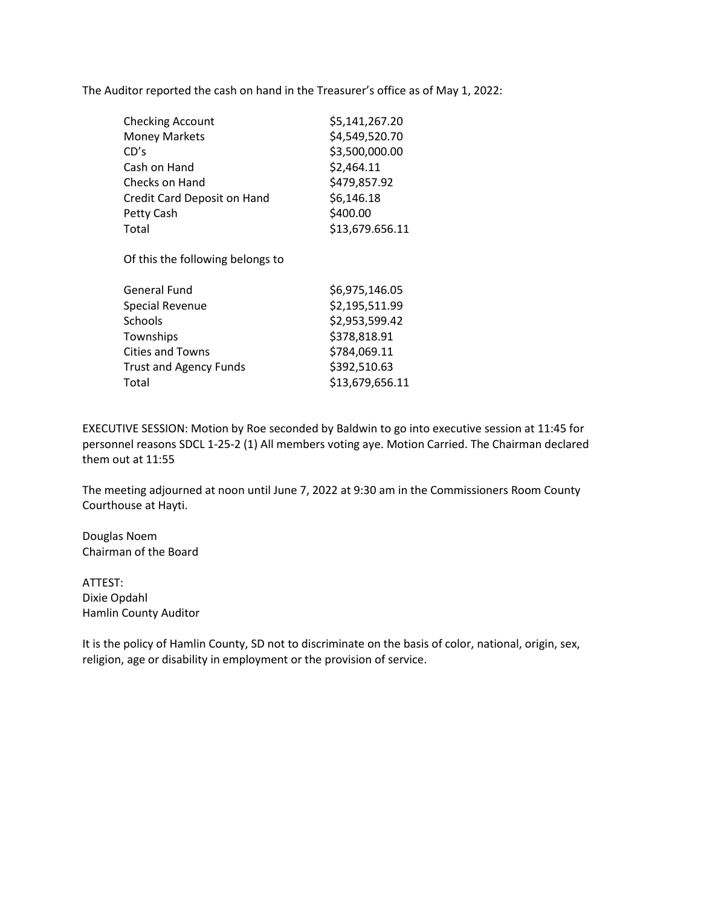The Auditor reported the cash on hand in the Treasurer's office as of May 1, 2022:

| | |
|---|---|
| Checking Account | $5,141,267.20 |
| Money Markets | $4,549,520.70 |
| CD's | $3,500,000.00 |
| Cash on Hand | $2,464.11 |
| Checks on Hand | $479,857.92 |
| Credit Card Deposit on Hand | $6,146.18 |
| Petty Cash | $400.00 |
| Total | $13,679.656.11 |

Of this the following belongs to

| | |
|---|---|
| General Fund | $6,975,146.05 |
| Special Revenue | $2,195,511.99 |
| Schools | $2,953,599.42 |
| Townships | $378,818.91 |
| Cities and Towns | $784,069.11 |
| Trust and Agency Funds | $392,510.63 |
| Total | $13,679,656.11 |

EXECUTIVE SESSION: Motion by Roe seconded by Baldwin to go into executive session at 11:45 for personnel reasons SDCL 1-25-2 (1) All members voting aye. Motion Carried. The Chairman declared them out at 11:55

The meeting adjourned at noon until June 7, 2022 at 9:30 am in the Commissioners Room County Courthouse at Hayti.

Douglas Noem  
Chairman of the Board

ATTEST:  
Dixie Opdahl  
Hamlin County Auditor

It is the policy of Hamlin County, SD not to discriminate on the basis of color, national, origin, sex, religion, age or disability in employment or the provision of service.